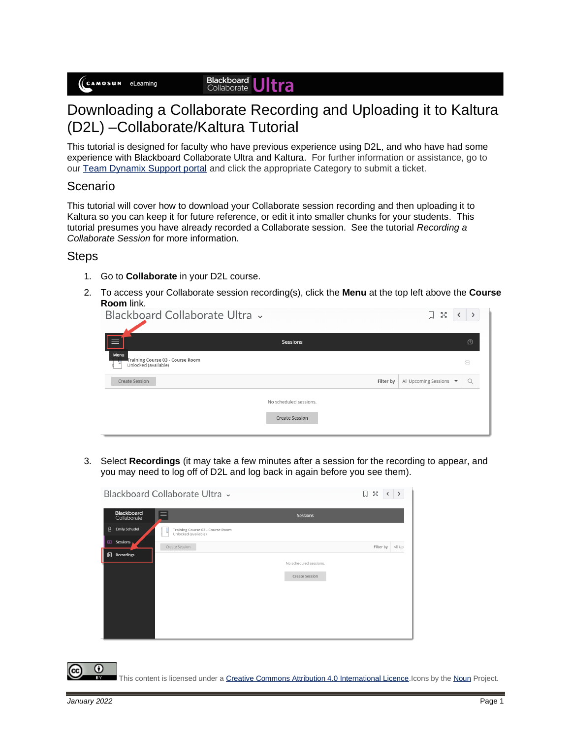# Downloading a Collaborate Recording and Uploading it to Kaltura (D2L) –Collaborate/Kaltura Tutorial

This tutorial is designed for faculty who have previous experience using D2L, and who have had some experience with Blackboard Collaborate Ultra and Kaltura. For further information or assistance, go to our [Team Dynamix Support portal]() and click the appropriate Category to submit a ticket.

## Scenario

This tutorial will cover how to download your Collaborate session recording and then uploading it to Kaltura so you can keep it for future reference, or edit it into smaller chunks for your students. This tutorial presumes you have already recorded a Collaborate session. See the tutorial *Recording a Collaborate Session* for more information.

## Steps

1. Go to **Collaborate** in your D2L course.
2. To access your Collaborate session recording(s), click the **Menu** at the top left above the **Course Room** link.
3. Select **Recordings** (it may take a few minutes after a session for the recording to appear, and you may need to log off of D2L and log back in again before you see them).

This content is licensed under a [Creative Commons Attribution 4.0 International Licence](). Icons by the [Noun]() Project.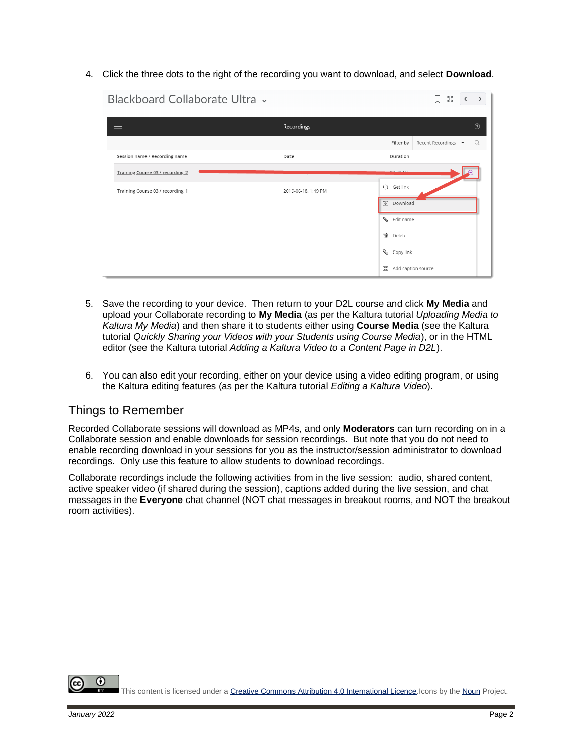4. Click the three dots to the right of the recording you want to download, and select **Download**.

5. Save the recording to your device. Then return to your D2L course and click **My Media** and upload your Collaborate recording to **My Media** (as per the Kaltura tutorial *Uploading Media to Kaltura My Media*) and then share it to students either using **Course Media** (see the Kaltura tutorial *Quickly Sharing your Videos with your Students using Course Media*), or in the HTML editor (see the Kaltura tutorial *Adding a Kaltura Video to a Content Page in D2L*).

6. You can also edit your recording, either on your device using a video editing program, or using the Kaltura editing features (as per the Kaltura tutorial *Editing a Kaltura Video*).

## Things to Remember

Recorded Collaborate sessions will download as MP4s, and only **Moderators** can turn recording on in a Collaborate session and enable downloads for session recordings. But note that you do not need to enable recording download in your sessions for you as the instructor/session administrator to download recordings. Only use this feature to allow students to download recordings.

Collaborate recordings include the following activities from in the live session: audio, shared content, active speaker video (if shared during the session), captions added during the live session, and chat messages in the **Everyone** chat channel (NOT chat messages in breakout rooms, and NOT the breakout room activities).

This content is licensed under a Creative Commons Attribution 4.0 International Licence. Icons by the Noun Project.

*January 2022*